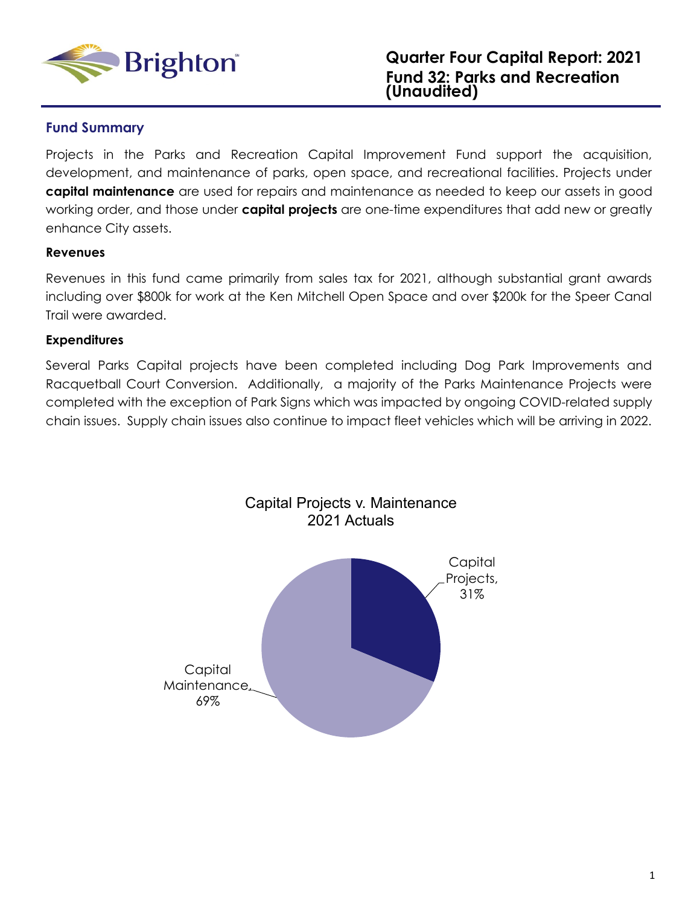# Quarter Four Capital Report: 2021
# Fund 32: Parks and Recreation (Unaudited)

## Fund Summary

Projects in the Parks and Recreation Capital Improvement Fund support the acquisition, development, and maintenance of parks, open space, and recreational facilities. Projects under **capital maintenance** are used for repairs and maintenance as needed to keep our assets in good working order, and those under **capital projects** are one-time expenditures that add new or greatly enhance City assets.

### Revenues

Revenues in this fund came primarily from sales tax for 2021, although substantial grant awards including over $800k for work at the Ken Mitchell Open Space and over $200k for the Speer Canal Trail were awarded.

### Expenditures

Several Parks Capital projects have been completed including Dog Park Improvements and Racquetball Court Conversion. Additionally, a majority of the Parks Maintenance Projects were completed with the exception of Park Signs which was impacted by ongoing COVID-related supply chain issues. Supply chain issues also continue to impact fleet vehicles which will be arriving in 2022.

Capital Projects v. Maintenance
2021 Actuals

Capital Projects, 31%

Capital Maintenance, 69%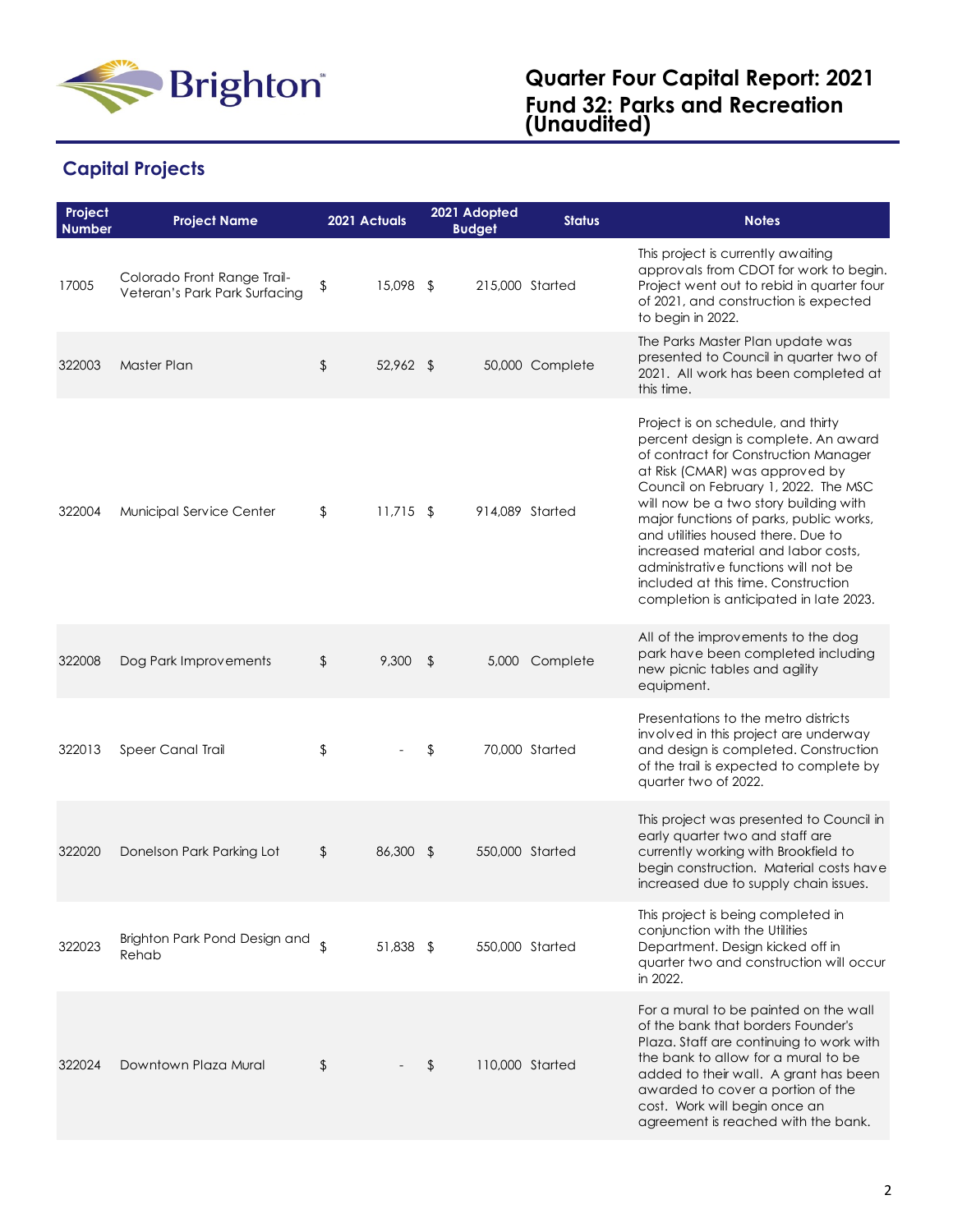# Quarter Four Capital Report: 2021
# Fund 32: Parks and Recreation (Unaudited)

## Capital Projects

| Project Number | Project Name | 2021 Actuals | 2021 Adopted Budget | Status | Notes |
|---|---|---|---|---|---|
| 17005 | Colorado Front Range Trail- Veteran's Park Park Surfacing | $ 15,098 | $ 215,000 | Started | This project is currently awaiting approvals from CDOT for work to begin. Project went out to rebid in quarter four of 2021, and construction is expected to begin in 2022. |
| 322003 | Master Plan | $ 52,962 | $ 50,000 | Complete | The Parks Master Plan update was presented to Council in quarter two of 2021. All work has been completed at this time. |
| 322004 | Municipal Service Center | $ 11,715 | $ 914,089 | Started | Project is on schedule, and thirty percent design is complete. An award of contract for Construction Manager at Risk (CMAR) was approved by Council on February 1, 2022. The MSC will now be a two story building with major functions of parks, public works, and utilities housed there. Due to increased material and labor costs, administrative functions will not be included at this time. Construction completion is anticipated in late 2023. |
| 322008 | Dog Park Improvements | $ 9,300 | $ 5,000 | Complete | All of the improvements to the dog park have been completed including new picnic tables and agility equipment. |
| 322013 | Speer Canal Trail | $ - | $ 70,000 | Started | Presentations to the metro districts involved in this project are underway and design is completed. Construction of the trail is expected to complete by quarter two of 2022. |
| 322020 | Donelson Park Parking Lot | $ 86,300 | $ 550,000 | Started | This project was presented to Council in early quarter two and staff are currently working with Brookfield to begin construction. Material costs have increased due to supply chain issues. |
| 322023 | Brighton Park Pond Design and Rehab | $ 51,838 | $ 550,000 | Started | This project is being completed in conjunction with the Utilities Department. Design kicked off in quarter two and construction will occur in 2022. |
| 322024 | Downtown Plaza Mural | $ - | $ 110,000 | Started | For a mural to be painted on the wall of the bank that borders Founder's Plaza. Staff are continuing to work with the bank to allow for a mural to be added to their wall. A grant has been awarded to cover a portion of the cost. Work will begin once an agreement is reached with the bank. |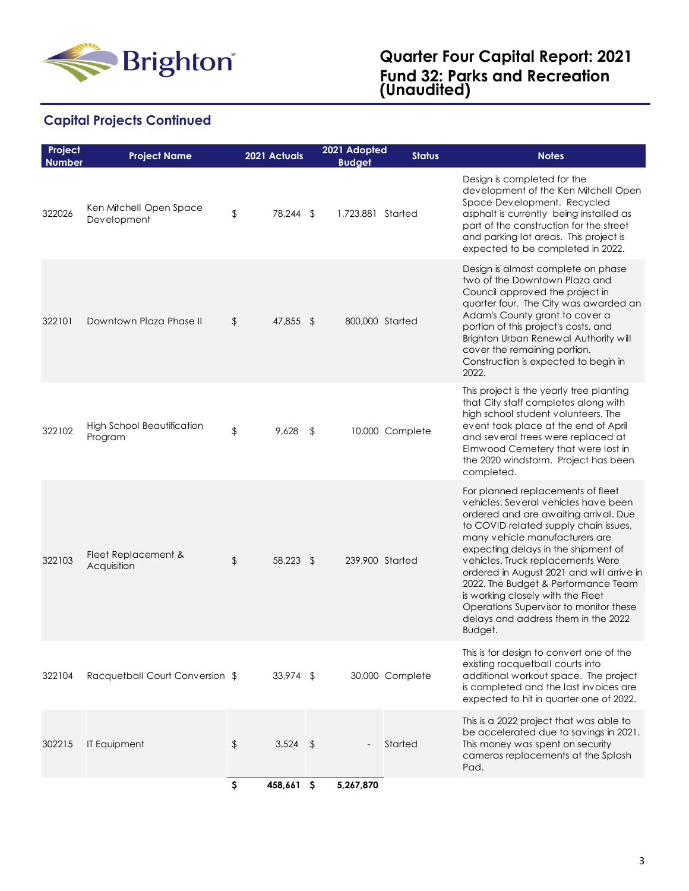# Quarter Four Capital Report: 2021
# Fund 32: Parks and Recreation (Unaudited)

## Capital Projects Continued

| Project Number | Project Name | 2021 Actuals | 2021 Adopted Budget | Status | Notes |
|---|---|---|---|---|---|
| 322026 | Ken Mitchell Open Space Development | $ 78,244 | $ 1,723,881 | Started | Design is completed for the development of the Ken Mitchell Open Space Development. Recycled asphalt is currently being installed as part of the construction for the street and parking lot areas. This project is expected to be completed in 2022. |
| 322101 | Downtown Plaza Phase II | $ 47,855 | $ 800,000 | Started | Design is almost complete on phase two of the Downtown Plaza and Council approved the project in quarter four. The City was awarded an Adam's County grant to cover a portion of this project's costs, and Brighton Urban Renewal Authority will cover the remaining portion. Construction is expected to begin in 2022. |
| 322102 | High School Beautification Program | $ 9,628 | $ 10,000 | Complete | This project is the yearly tree planting that City staff completes along with high school student volunteers. The event took place at the end of April and several trees were replaced at Elmwood Cemetery that were lost in the 2020 windstorm. Project has been completed. |
| 322103 | Fleet Replacement & Acquisition | $ 58,223 | $ 239,900 | Started | For planned replacements of fleet vehicles. Several vehicles have been ordered and are awaiting arrival. Due to COVID related supply chain issues, many vehicle manufacturers are expecting delays in the shipment of vehicles. Truck replacements Were ordered in August 2021 and will arrive in 2022. The Budget & Performance Team is working closely with the Fleet Operations Supervisor to monitor these delays and address them in the 2022 Budget. |
| 322104 | Racquetball Court Conversion | $ 33,974 | $ 30,000 | Complete | This is for design to convert one of the existing racquetball courts into additional workout space. The project is completed and the last invoices are expected to hit in quarter one of 2022. |
| 302215 | IT Equipment | $ 3,524 | $ - | Started | This is a 2022 project that was able to be accelerated due to savings in 2021. This money was spent on security cameras replacements at the Splash Pad. |
| | | **$ 458,661** | **$ 5,267,870** | | |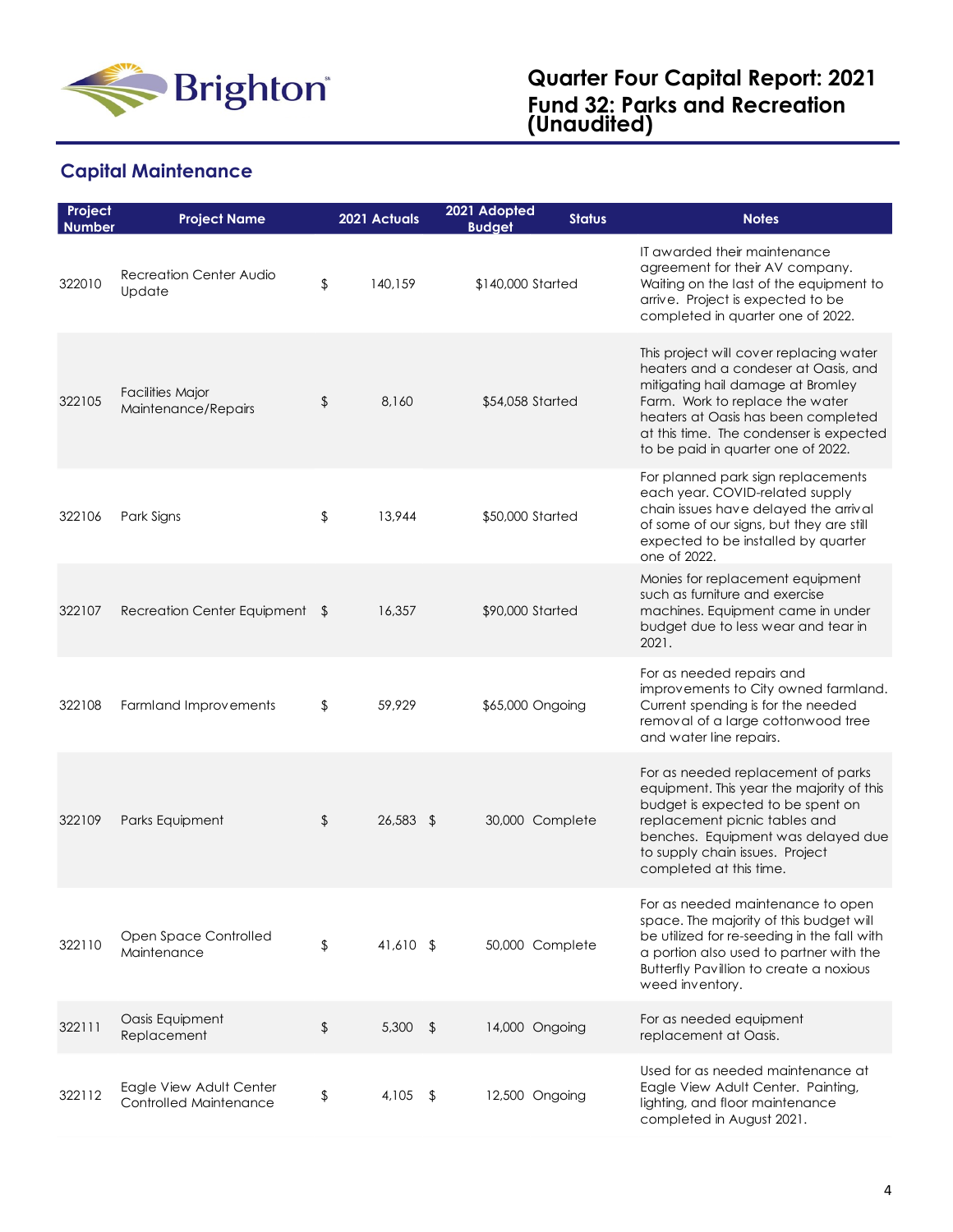# Quarter Four Capital Report: 2021
# Fund 32: Parks and Recreation (Unaudited)

## Capital Maintenance

| Project Number | Project Name | 2021 Actuals | 2021 Adopted Budget | Status | Notes |
|---|---|---|---|---|---|
| 322010 | Recreation Center Audio Update | $ 140,159 | $140,000 | Started | IT awarded their maintenance agreement for their AV company. Waiting on the last of the equipment to arrive. Project is expected to be completed in quarter one of 2022. |
| 322105 | Facilities Major Maintenance/Repairs | $ 8,160 | $54,058 | Started | This project will cover replacing water heaters and a condeser at Oasis, and mitigating hail damage at Bromley Farm. Work to replace the water heaters at Oasis has been completed at this time. The condenser is expected to be paid in quarter one of 2022. |
| 322106 | Park Signs | $ 13,944 | $50,000 | Started | For planned park sign replacements each year. COVID-related supply chain issues have delayed the arrival of some of our signs, but they are still expected to be installed by quarter one of 2022. |
| 322107 | Recreation Center Equipment | $ 16,357 | $90,000 | Started | Monies for replacement equipment such as furniture and exercise machines. Equipment came in under budget due to less wear and tear in 2021. |
| 322108 | Farmland Improvements | $ 59,929 | $65,000 | Ongoing | For as needed repairs and improvements to City owned farmland. Current spending is for the needed removal of a large cottonwood tree and water line repairs. |
| 322109 | Parks Equipment | $ 26,583 | $ 30,000 | Complete | For as needed replacement of parks equipment. This year the majority of this budget is expected to be spent on replacement picnic tables and benches. Equipment was delayed due to supply chain issues. Project completed at this time. |
| 322110 | Open Space Controlled Maintenance | $ 41,610 | $ 50,000 | Complete | For as needed maintenance to open space. The majority of this budget will be utilized for re-seeding in the fall with a portion also used to partner with the Butterfly Pavillion to create a noxious weed inventory. |
| 322111 | Oasis Equipment Replacement | $ 5,300 | $ 14,000 | Ongoing | For as needed equipment replacement at Oasis. |
| 322112 | Eagle View Adult Center Controlled Maintenance | $ 4,105 | $ 12,500 | Ongoing | Used for as needed maintenance at Eagle View Adult Center. Painting, lighting, and floor maintenance completed in August 2021. |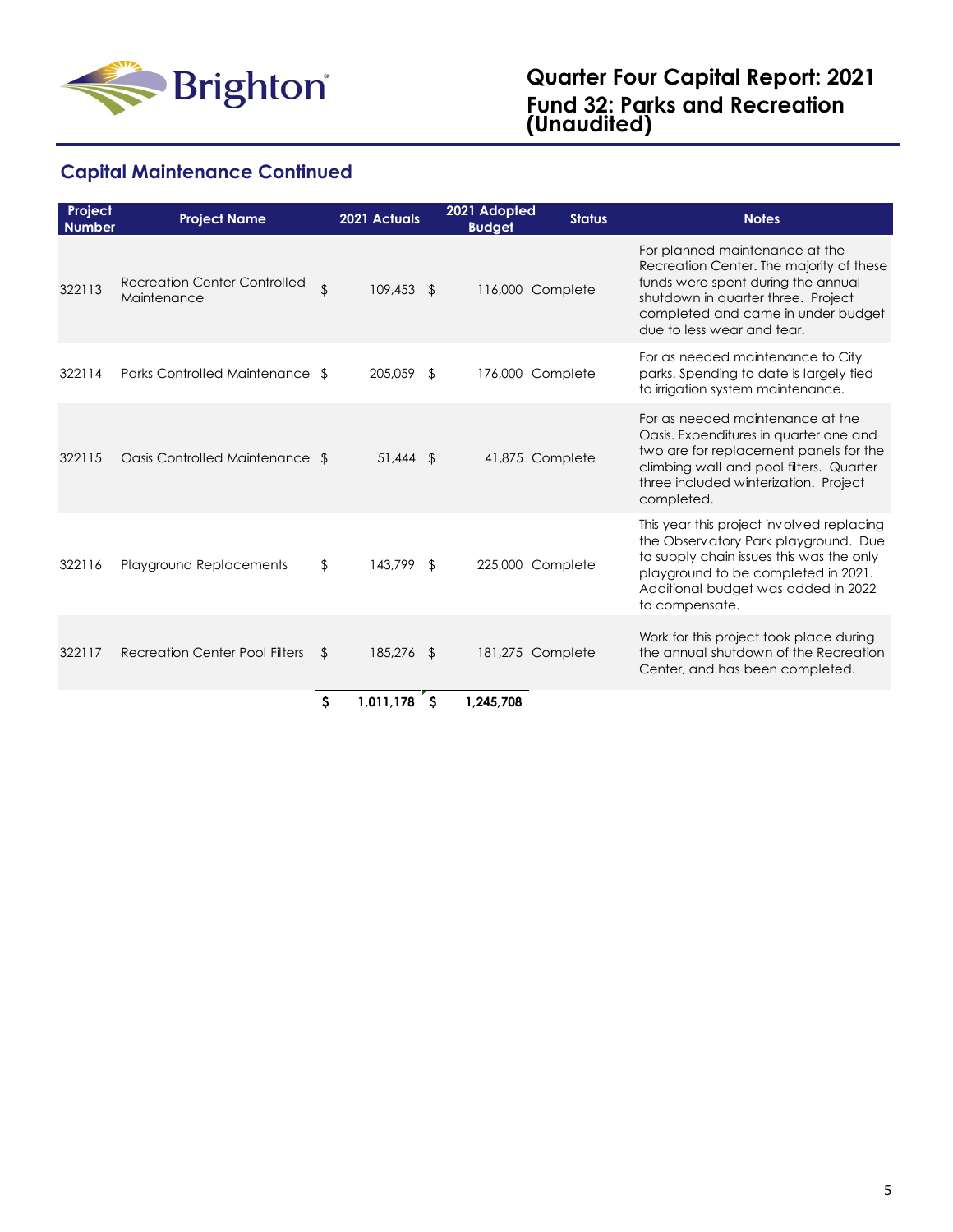# Quarter Four Capital Report: 2021
# Fund 32: Parks and Recreation (Unaudited)

## Capital Maintenance Continued

| Project Number | Project Name | 2021 Actuals | 2021 Adopted Budget | Status | Notes |
|---|---|---|---|---|---|
| 322113 | Recreation Center Controlled Maintenance | $ 109,453 | $ 116,000 | Complete | For planned maintenance at the Recreation Center. The majority of these funds were spent during the annual shutdown in quarter three. Project completed and came in under budget due to less wear and tear. |
| 322114 | Parks Controlled Maintenance | $ 205,059 | $ 176,000 | Complete | For as needed maintenance to City parks. Spending to date is largely tied to irrigation system maintenance. |
| 322115 | Oasis Controlled Maintenance | $ 51,444 | $ 41,875 | Complete | For as needed maintenance at the Oasis. Expenditures in quarter one and two are for replacement panels for the climbing wall and pool filters. Quarter three included winterization. Project completed. |
| 322116 | Playground Replacements | $ 143,799 | $ 225,000 | Complete | This year this project involved replacing the Observatory Park playground. Due to supply chain issues this was the only playground to be completed in 2021. Additional budget was added in 2022 to compensate. |
| 322117 | Recreation Center Pool Filters | $ 185,276 | $ 181,275 | Complete | Work for this project took place during the annual shutdown of the Recreation Center, and has been completed. |
| | | **$ 1,011,178** | **$ 1,245,708** | | |